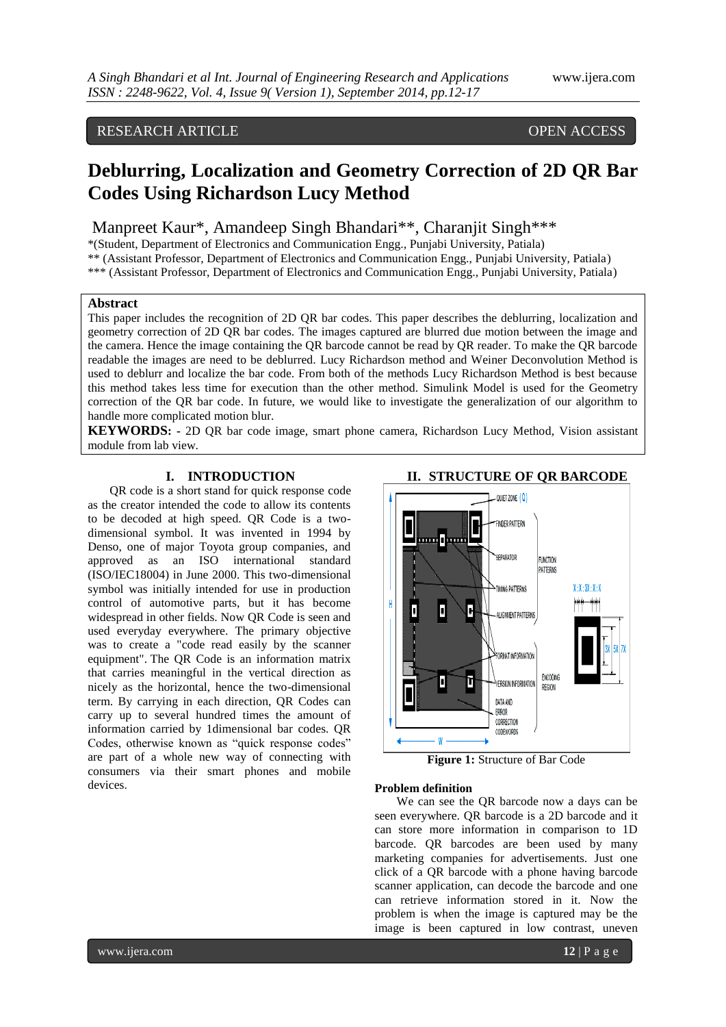RESEARCH ARTICLE OPEN ACCESS

# Deblurring, Localization and Geometry Correction of 2D QR Bar Codes Using Richardson Lucy Method

Manpreet Kaur*, Amandeep Singh Bhandari**, Charanjit Singh***

*(Student, Department of Electronics and Communication Engg., Punjabi University, Patiala)
** (Assistant Professor, Department of Electronics and Communication Engg., Punjabi University, Patiala)
*** (Assistant Professor, Department of Electronics and Communication Engg., Punjabi University, Patiala)

## Abstract

This paper includes the recognition of 2D QR bar codes. This paper describes the deblurring, localization and geometry correction of 2D QR bar codes. The images captured are blurred due motion between the image and the camera. Hence the image containing the QR barcode cannot be read by QR reader. To make the QR barcode readable the images are need to be deblurred. Lucy Richardson method and Weiner Deconvolution Method is used to deblurr and localize the bar code. From both of the methods Lucy Richardson Method is best because this method takes less time for execution than the other method. Simulink Model is used for the Geometry correction of the QR bar code. In future, we would like to investigate the generalization of our algorithm to handle more complicated motion blur.

**KEYWORDS:** - 2D QR bar code image, smart phone camera, Richardson Lucy Method, Vision assistant module from lab view.

## I. INTRODUCTION

QR code is a short stand for quick response code as the creator intended the code to allow its contents to be decoded at high speed. QR Code is a two-dimensional symbol. It was invented in 1994 by Denso, one of major Toyota group companies, and approved as an ISO international standard (ISO/IEC18004) in June 2000. This two-dimensional symbol was initially intended for use in production control of automotive parts, but it has become widespread in other fields. Now QR Code is seen and used everyday everywhere. The primary objective was to create a "code read easily by the scanner equipment". The QR Code is an information matrix that carries meaningful in the vertical direction as nicely as the horizontal, hence the two-dimensional term. By carrying in each direction, QR Codes can carry up to several hundred times the amount of information carried by 1dimensional bar codes. QR Codes, otherwise known as "quick response codes" are part of a whole new way of connecting with consumers via their smart phones and mobile devices.

## II. STRUCTURE OF QR BARCODE

**Figure 1:** Structure of Bar Code

### Problem definition

We can see the QR barcode now a days can be seen everywhere. QR barcode is a 2D barcode and it can store more information in comparison to 1D barcode. QR barcodes have been used by many marketing companies for advertisements. Just one click of a QR barcode with a phone having barcode scanner application, can decode the barcode and one can retrieve information stored in it. Now the problem is when the image is captured may be the image is been captured in low contrast, uneven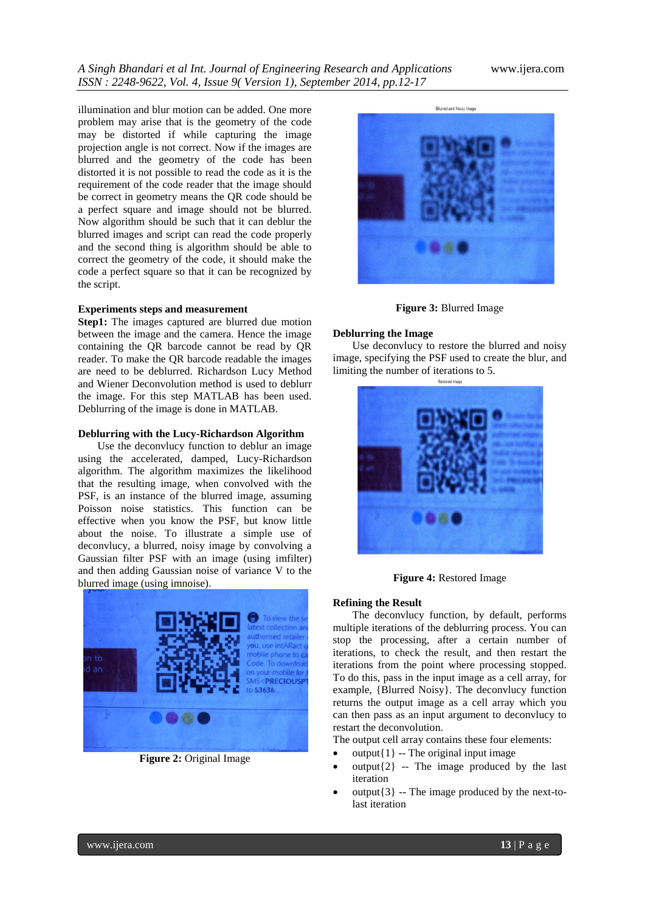illumination and blur motion can be added. One more problem may arise that is the geometry of the code may be distorted if while capturing the image projection angle is not correct. Now if the images are blurred and the geometry of the code has been distorted it is not possible to read the code as it is the requirement of the code reader that the image should be correct in geometry means the QR code should be a perfect square and image should not be blurred. Now algorithm should be such that it can deblur the blurred images and script can read the code properly and the second thing is algorithm should be able to correct the geometry of the code, it should make the code a perfect square so that it can be recognized by the script.

**Experiments steps and measurement**

**Step1:** The images captured are blurred due motion between the image and the camera. Hence the image containing the QR barcode cannot be read by QR reader. To make the QR barcode readable the images are need to be deblurred. Richardson Lucy Method and Wiener Deconvolution method is used to deblurr the image. For this step MATLAB has been used. Deblurring of the image is done in MATLAB.

**Deblurring with the Lucy-Richardson Algorithm**

Use the deconvlucy function to deblur an image using the accelerated, damped, Lucy-Richardson algorithm. The algorithm maximizes the likelihood that the resulting image, when convolved with the PSF, is an instance of the blurred image, assuming Poisson noise statistics. This function can be effective when you know the PSF, but know little about the noise. To illustrate a simple use of deconvlucy, a blurred, noisy image by convolving a Gaussian filter PSF with an image (using imfilter) and then adding Gaussian noise of variance V to the blurred image (using imnoise).

**Figure 2:** Original Image

**Figure 3:** Blurred Image

**Deblurring the Image**

Use deconvlucy to restore the blurred and noisy image, specifying the PSF used to create the blur, and limiting the number of iterations to 5.

**Figure 4:** Restored Image

**Refining the Result**

The deconvlucy function, by default, performs multiple iterations of the deblurring process. You can stop the processing, after a certain number of iterations, to check the result, and then restart the iterations from the point where processing stopped. To do this, pass in the input image as a cell array, for example, {Blurred Noisy}. The deconvlucy function returns the output image as a cell array which you can then pass as an input argument to deconvlucy to restart the deconvolution.

The output cell array contains these four elements:

- output{1} -- The original input image
- output{2} -- The image produced by the last iteration
- output{3} -- The image produced by the next-to-last iteration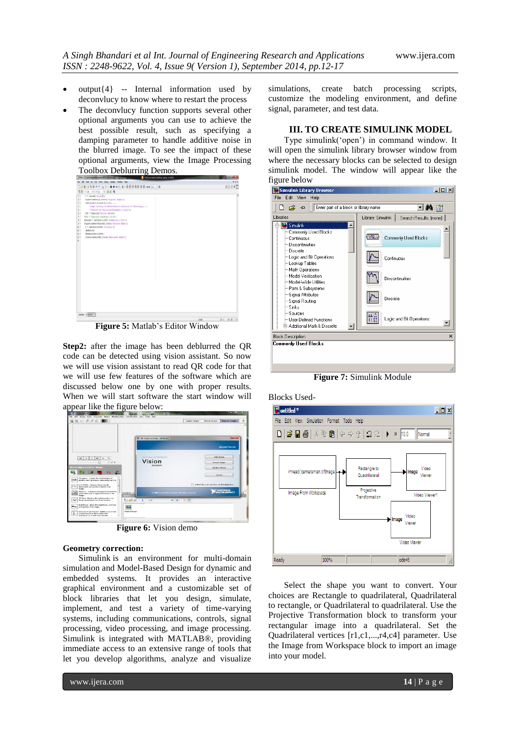- output{4} -- Internal information used by deconvlucy to know where to restart the process
- The deconvlucy function supports several other optional arguments you can use to achieve the best possible result, such as specifying a damping parameter to handle additive noise in the blurred image. To see the impact of these optional arguments, view the Image Processing Toolbox Deblurring Demos.

**Figure 5:** Matlab's Editor Window

**Step2:** after the image has been deblurred the QR code can be detected using vision assistant. So now we will use vision assistant to read QR code for that we will use few features of the software which are discussed below one by one with proper results. When we will start software the start window will appear like the figure below:

**Figure 6:** Vision demo

**Geometry correction:**

Simulink is an environment for multi-domain simulation and Model-Based Design for dynamic and embedded systems. It provides an interactive graphical environment and a customizable set of block libraries that let you design, simulate, implement, and test a variety of time-varying systems, including communications, controls, signal processing, video processing, and image processing. Simulink is integrated with MATLAB®, providing immediate access to an extensive range of tools that let you develop algorithms, analyze and visualize simulations, create batch processing scripts, customize the modeling environment, and define signal, parameter, and test data.

## III. TO CREATE SIMULINK MODEL

Type simulink('open') in command window. It will open the simulink library browser window from where the necessary blocks can be selected to design simulink model. The window will appear like the figure below

**Figure 7:** Simulink Module

Blocks Used-

Select the shape you want to convert. Your choices are Rectangle to quadrilateral, Quadrilateral to rectangle, or Quadrilateral to quadrilateral. Use the Projective Transformation block to transform your rectangular image into a quadrilateral. Set the Quadrilateral vertices [r1,c1,...,r4,c4] parameter. Use the Image from Workspace block to import an image into your model.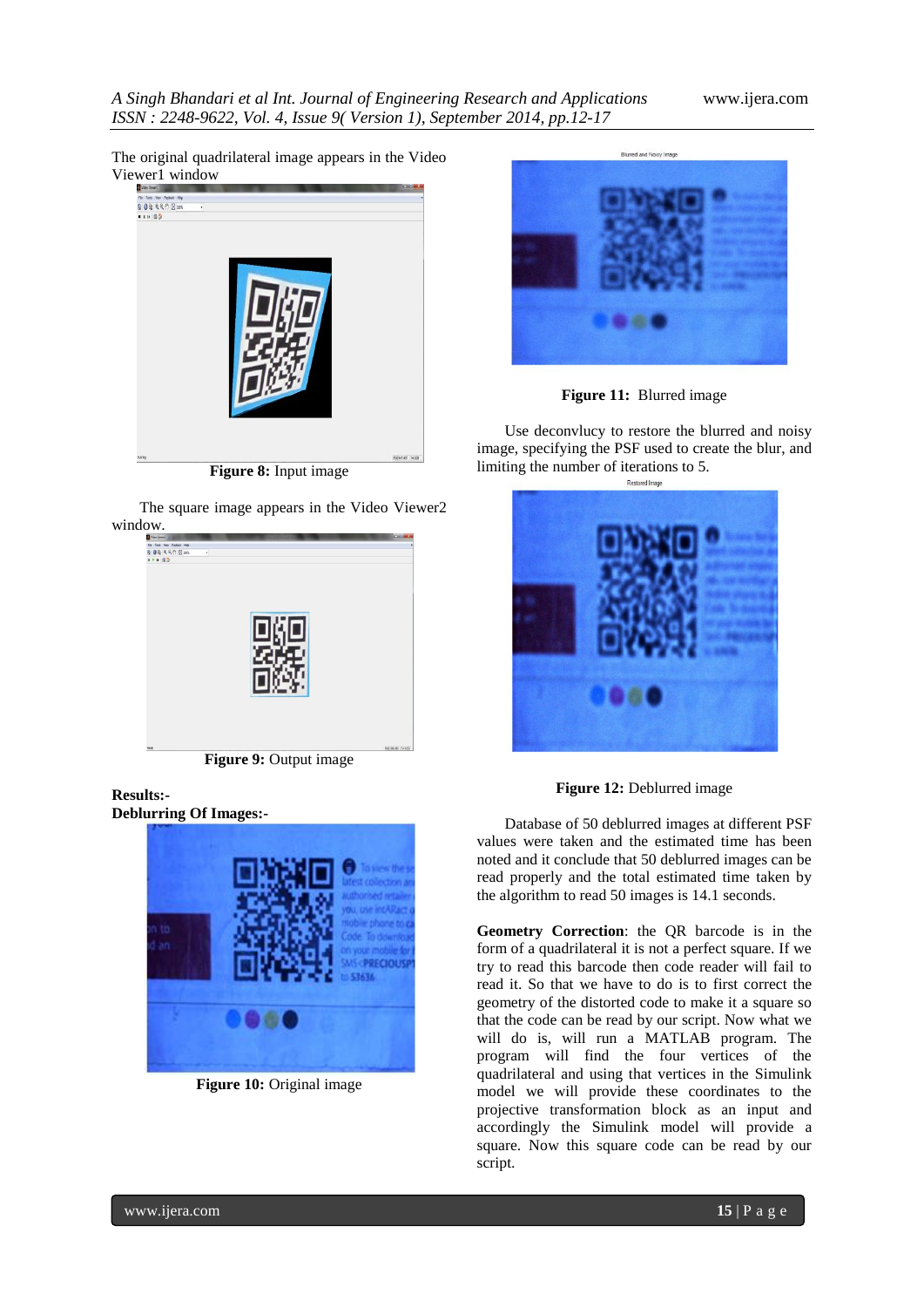The original quadrilateral image appears in the Video Viewer1 window

**Figure 8:** Input image

The square image appears in the Video Viewer2 window.

**Figure 9:** Output image

**Results:-**

**Deblurring Of Images:-**

**Figure 10:** Original image

**Figure 11:** Blurred image

Use deconvlucy to restore the blurred and noisy image, specifying the PSF used to create the blur, and limiting the number of iterations to 5.

**Figure 12:** Deblurred image

Database of 50 deblurred images at different PSF values were taken and the estimated time has been noted and it conclude that 50 deblurred images can be read properly and the total estimated time taken by the algorithm to read 50 images is 14.1 seconds.

**Geometry Correction**: the QR barcode is in the form of a quadrilateral it is not a perfect square. If we try to read this barcode then code reader will fail to read it. So that we have to do is to first correct the geometry of the distorted code to make it a square so that the code can be read by our script. Now what we will do is, will run a MATLAB program. The program will find the four vertices of the quadrilateral and using that vertices in the Simulink model we will provide these coordinates to the projective transformation block as an input and accordingly the Simulink model will provide a square. Now this square code can be read by our script.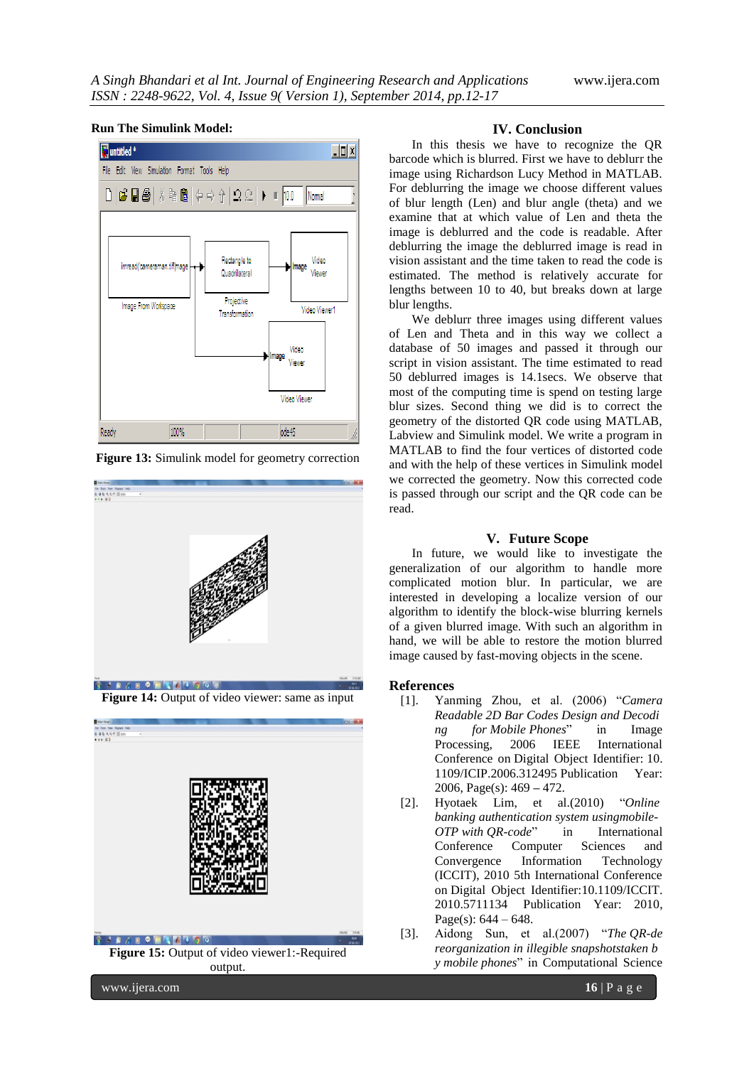**Run The Simulink Model:**

**Figure 13:** Simulink model for geometry correction

**Figure 14:** Output of video viewer: same as input

**Figure 15:** Output of video viewer1:-Required output.

## IV. Conclusion

In this thesis we have to recognize the QR barcode which is blurred. First we have to deblurr the image using Richardson Lucy Method in MATLAB. For deblurring the image we choose different values of blur length (Len) and blur angle (theta) and we examine that at which value of Len and theta the image is deblurred and the code is readable. After deblurring the image the deblurred image is read in vision assistant and the time taken to read the code is estimated. The method is relatively accurate for lengths between 10 to 40, but breaks down at large blur lengths.

We deblurr three images using different values of Len and Theta and in this way we collect a database of 50 images and passed it through our script in vision assistant. The time estimated to read 50 deblurred images is 14.1secs. We observe that most of the computing time is spend on testing large blur sizes. Second thing we did is to correct the geometry of the distorted QR code using MATLAB, Labview and Simulink model. We write a program in MATLAB to find the four vertices of distorted code and with the help of these vertices in Simulink model we corrected the geometry. Now this corrected code is passed through our script and the QR code can be read.

## V. Future Scope

In future, we would like to investigate the generalization of our algorithm to handle more complicated motion blur. In particular, we are interested in developing a localize version of our algorithm to identify the block-wise blurring kernels of a given blurred image. With such an algorithm in hand, we will be able to restore the motion blurred image caused by fast-moving objects in the scene.

## References

[1]. Yanming Zhou, et al. (2006) "*Camera Readable 2D Bar Codes Design and Decoding for Mobile Phones*" in Image Processing, 2006 IEEE International Conference on Digital Object Identifier: 10. 1109/ICIP.2006.312495 Publication Year: 2006, Page(s): 469 – 472.

[2]. Hyotaek Lim, et al.(2010) "*Online banking authentication system usingmobile-OTP with QR-code*" in International Conference Computer Sciences and Convergence Information Technology (ICCIT), 2010 5th International Conference on Digital Object Identifier:10.1109/ICCIT. 2010.5711134 Publication Year: 2010, Page(s): 644 – 648.

[3]. Aidong Sun, et al.(2007) "*The QR-de reorganization in illegible snapshotstaken by mobile phones*" in Computational Science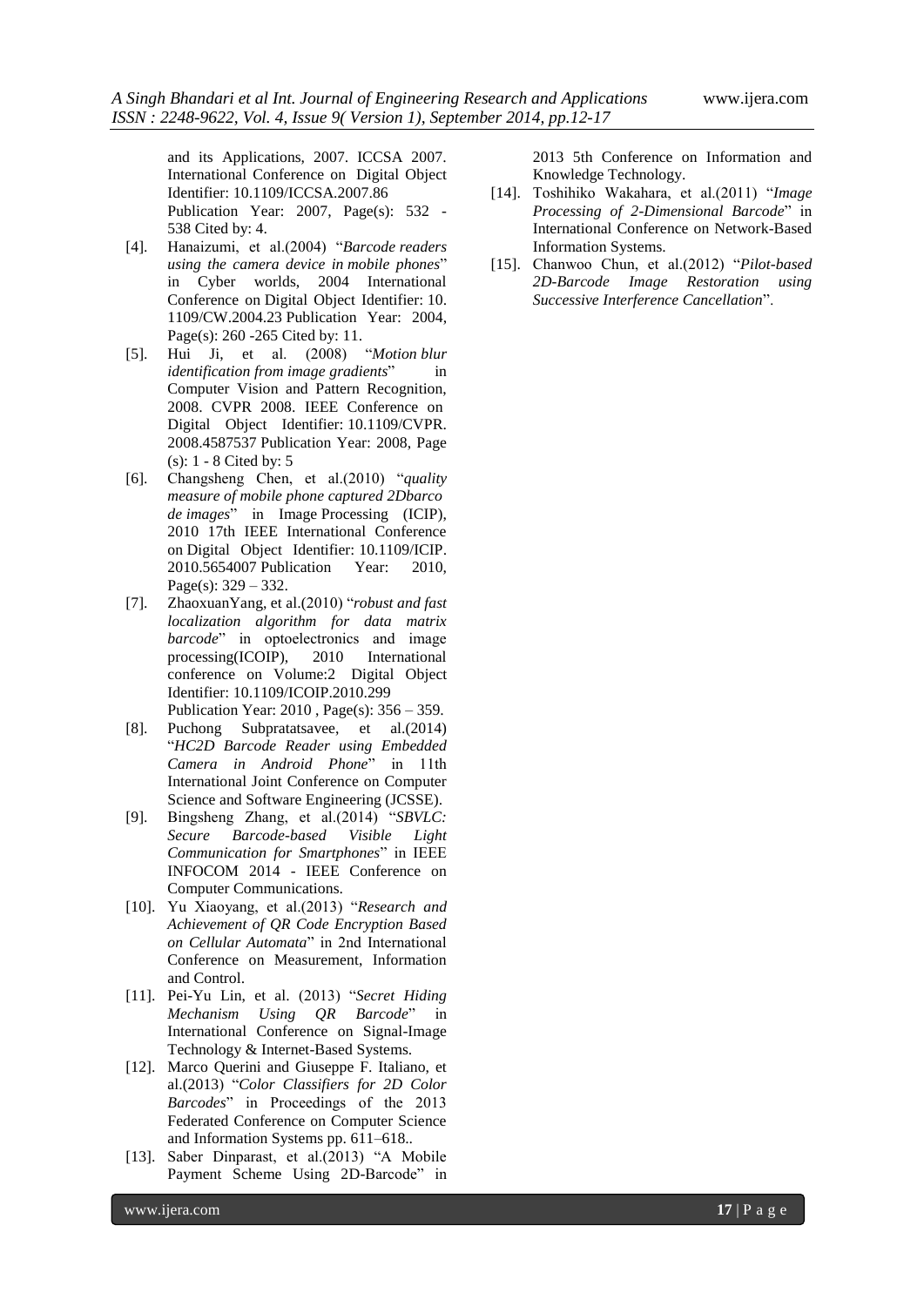and its Applications, 2007. ICCSA 2007. International Conference on Digital Object Identifier: 10.1109/ICCSA.2007.86 Publication Year: 2007, Page(s): 532 - 538 Cited by: 4.

[4]. Hanaizumi, et al.(2004) "*Barcode readers using the camera device in mobile phones*" in Cyber worlds, 2004 International Conference on Digital Object Identifier: 10. 1109/CW.2004.23 Publication Year: 2004, Page(s): 260 -265 Cited by: 11.

[5]. Hui Ji, et al. (2008) "*Motion blur identification from image gradients*" in Computer Vision and Pattern Recognition, 2008. CVPR 2008. IEEE Conference on Digital Object Identifier: 10.1109/CVPR. 2008.4587537 Publication Year: 2008, Page (s): 1 - 8 Cited by: 5

[6]. Changsheng Chen, et al.(2010) "*quality measure of mobile phone captured 2Dbarco de images*" in Image Processing (ICIP), 2010 17th IEEE International Conference on Digital Object Identifier: 10.1109/ICIP. 2010.5654007 Publication Year: 2010, Page(s): 329 – 332.

[7]. ZhaoxuanYang, et al.(2010) "*robust and fast localization algorithm for data matrix barcode*" in optoelectronics and image processing(ICOIP), 2010 International conference on Volume:2 Digital Object Identifier: 10.1109/ICOIP.2010.299 Publication Year: 2010 , Page(s): 356 – 359.

[8]. Puchong Subpratatsavee, et al.(2014) "*HC2D Barcode Reader using Embedded Camera in Android Phone*" in 11th International Joint Conference on Computer Science and Software Engineering (JCSSE).

[9]. Bingsheng Zhang, et al.(2014) "*SBVLC: Secure Barcode-based Visible Light Communication for Smartphones*" in IEEE INFOCOM 2014 - IEEE Conference on Computer Communications.

[10]. Yu Xiaoyang, et al.(2013) "*Research and Achievement of QR Code Encryption Based on Cellular Automata*" in 2nd International Conference on Measurement, Information and Control.

[11]. Pei-Yu Lin, et al. (2013) "*Secret Hiding Mechanism Using QR Barcode*" in International Conference on Signal-Image Technology & Internet-Based Systems.

[12]. Marco Querini and Giuseppe F. Italiano, et al.(2013) "*Color Classifiers for 2D Color Barcodes*" in Proceedings of the 2013 Federated Conference on Computer Science and Information Systems pp. 611–618..

[13]. Saber Dinparast, et al.(2013) "A Mobile Payment Scheme Using 2D-Barcode" in 2013 5th Conference on Information and Knowledge Technology.

[14]. Toshihiko Wakahara, et al.(2011) "*Image Processing of 2-Dimensional Barcode*" in International Conference on Network-Based Information Systems.

[15]. Chanwoo Chun, et al.(2012) "*Pilot-based 2D-Barcode Image Restoration using Successive Interference Cancellation*".